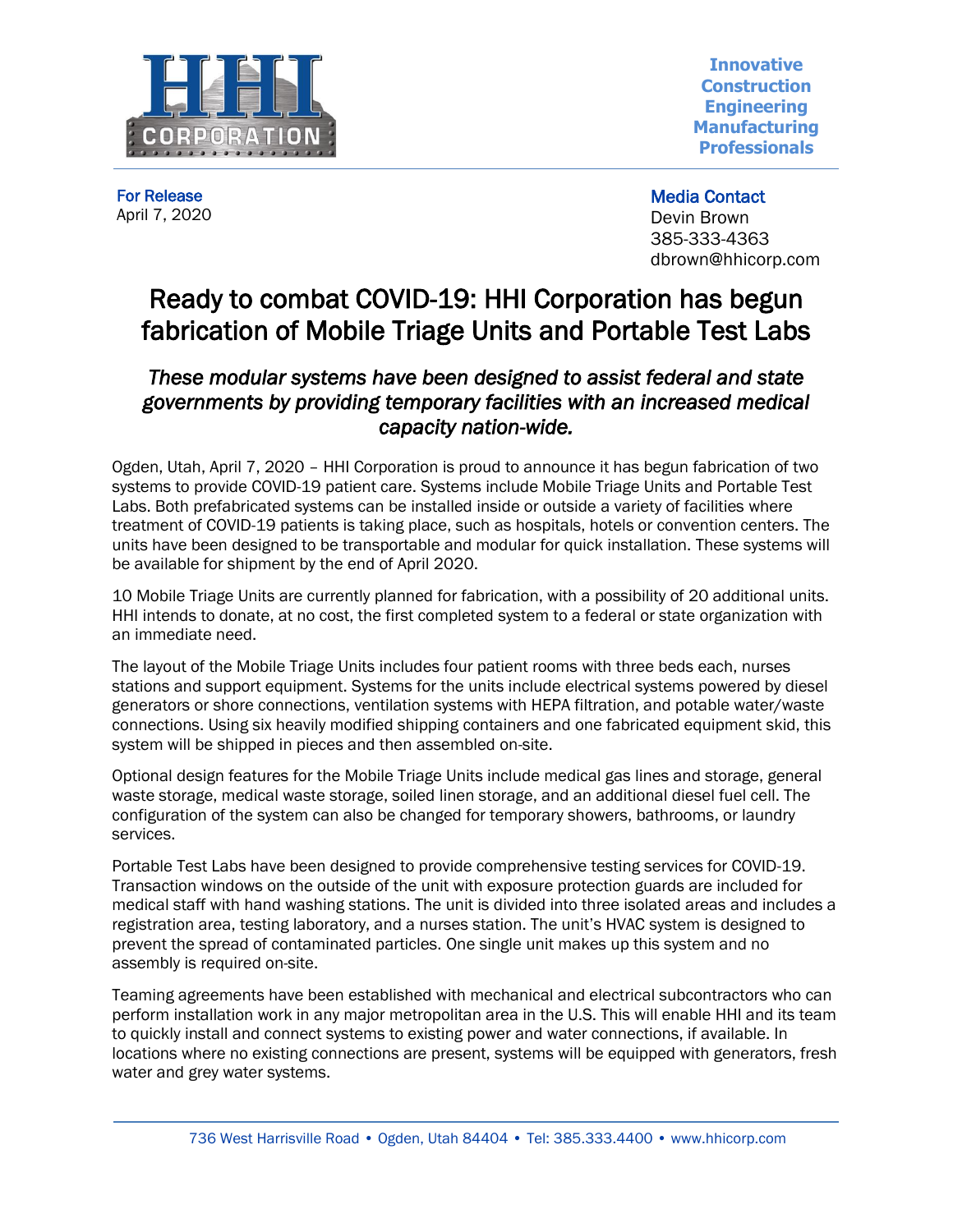HHI CORPORATION

**Innovative**
**Construction**
**Engineering**
**Manufacturing**
**Professionals**

**For Release**
April 7, 2020

**Media Contact**
Devin Brown
385-333-4363
dbrown@hhicorp.com

# Ready to combat COVID-19: HHI Corporation has begun fabrication of Mobile Triage Units and Portable Test Labs

## *These modular systems have been designed to assist federal and state governments by providing temporary facilities with an increased medical capacity nation-wide.*

Ogden, Utah, April 7, 2020 – HHI Corporation is proud to announce it has begun fabrication of two systems to provide COVID-19 patient care. Systems include Mobile Triage Units and Portable Test Labs. Both prefabricated systems can be installed inside or outside a variety of facilities where treatment of COVID-19 patients is taking place, such as hospitals, hotels or convention centers. The units have been designed to be transportable and modular for quick installation. These systems will be available for shipment by the end of April 2020.

10 Mobile Triage Units are currently planned for fabrication, with a possibility of 20 additional units. HHI intends to donate, at no cost, the first completed system to a federal or state organization with an immediate need.

The layout of the Mobile Triage Units includes four patient rooms with three beds each, nurses stations and support equipment. Systems for the units include electrical systems powered by diesel generators or shore connections, ventilation systems with HEPA filtration, and potable water/waste connections. Using six heavily modified shipping containers and one fabricated equipment skid, this system will be shipped in pieces and then assembled on-site.

Optional design features for the Mobile Triage Units include medical gas lines and storage, general waste storage, medical waste storage, soiled linen storage, and an additional diesel fuel cell. The configuration of the system can also be changed for temporary showers, bathrooms, or laundry services.

Portable Test Labs have been designed to provide comprehensive testing services for COVID-19. Transaction windows on the outside of the unit with exposure protection guards are included for medical staff with hand washing stations. The unit is divided into three isolated areas and includes a registration area, testing laboratory, and a nurses station. The unit's HVAC system is designed to prevent the spread of contaminated particles. One single unit makes up this system and no assembly is required on-site.

Teaming agreements have been established with mechanical and electrical subcontractors who can perform installation work in any major metropolitan area in the U.S. This will enable HHI and its team to quickly install and connect systems to existing power and water connections, if available. In locations where no existing connections are present, systems will be equipped with generators, fresh water and grey water systems.

736 West Harrisville Road • Ogden, Utah 84404 • Tel: 385.333.4400 • www.hhicorp.com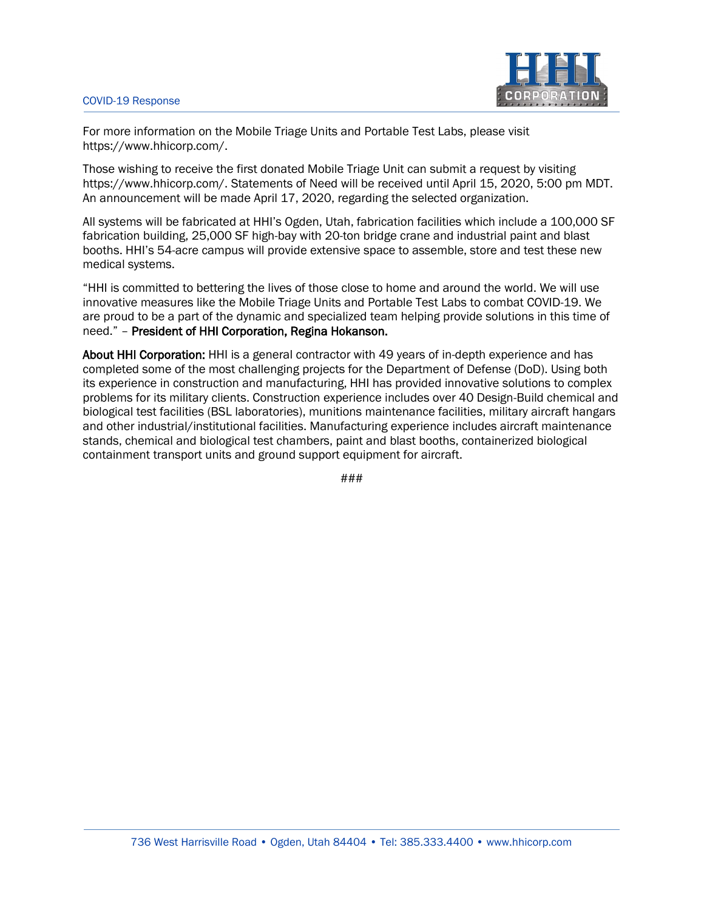For more information on the Mobile Triage Units and Portable Test Labs, please visit https://www.hhicorp.com/.

Those wishing to receive the first donated Mobile Triage Unit can submit a request by visiting https://www.hhicorp.com/. Statements of Need will be received until April 15, 2020, 5:00 pm MDT. An announcement will be made April 17, 2020, regarding the selected organization.

All systems will be fabricated at HHI's Ogden, Utah, fabrication facilities which include a 100,000 SF fabrication building, 25,000 SF high-bay with 20-ton bridge crane and industrial paint and blast booths. HHI's 54-acre campus will provide extensive space to assemble, store and test these new medical systems.

"HHI is committed to bettering the lives of those close to home and around the world. We will use innovative measures like the Mobile Triage Units and Portable Test Labs to combat COVID-19. We are proud to be a part of the dynamic and specialized team helping provide solutions in this time of need." – **President of HHI Corporation, Regina Hokanson.**

**About HHI Corporation:** HHI is a general contractor with 49 years of in-depth experience and has completed some of the most challenging projects for the Department of Defense (DoD). Using both its experience in construction and manufacturing, HHI has provided innovative solutions to complex problems for its military clients. Construction experience includes over 40 Design-Build chemical and biological test facilities (BSL laboratories), munitions maintenance facilities, military aircraft hangars and other industrial/institutional facilities. Manufacturing experience includes aircraft maintenance stands, chemical and biological test chambers, paint and blast booths, containerized biological containment transport units and ground support equipment for aircraft.

###